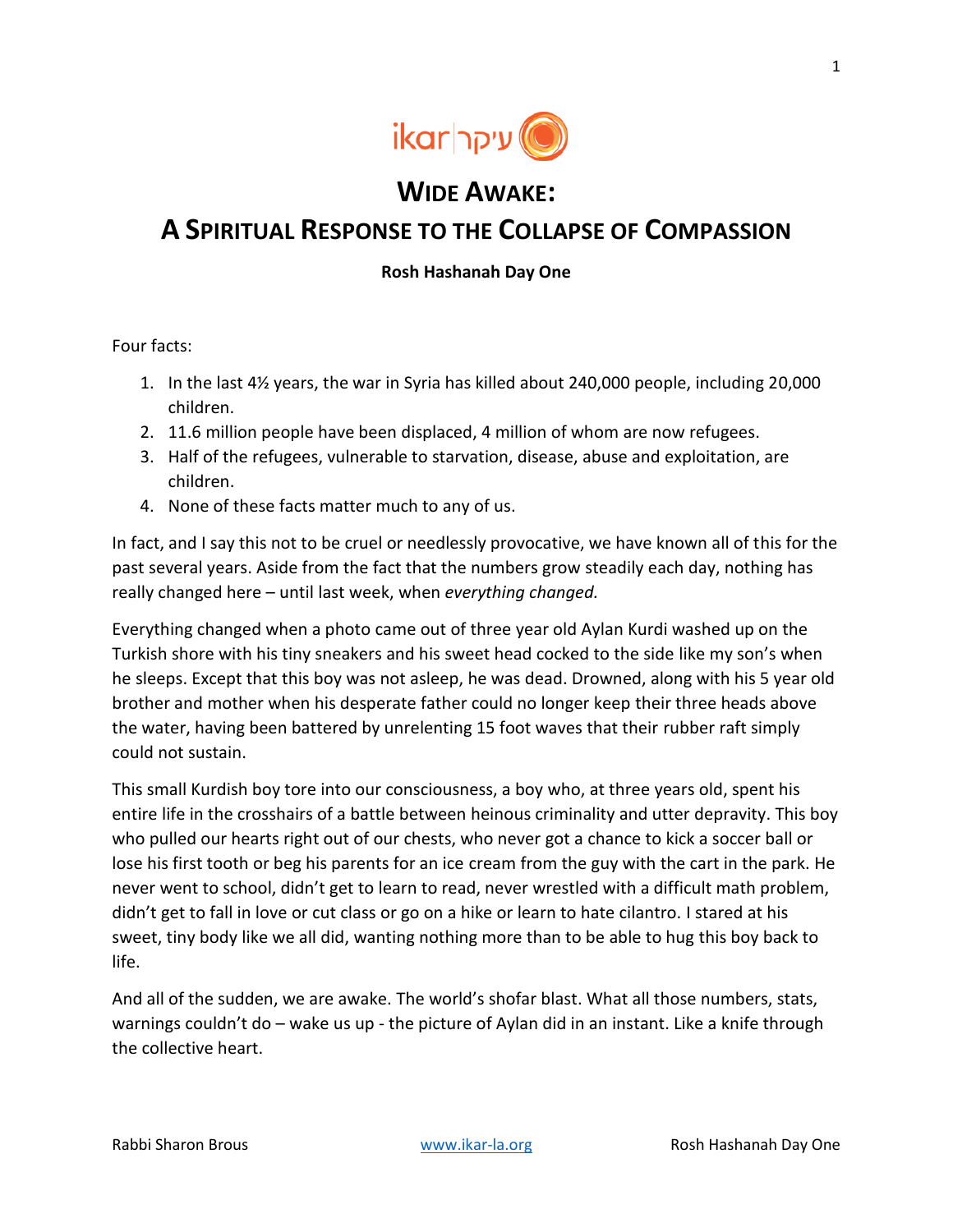# Wide Awake:
# A Spiritual Response to the Collapse of Compassion

**Rosh Hashanah Day One**

Four facts:

1. In the last 4½ years, the war in Syria has killed about 240,000 people, including 20,000 children.
2. 11.6 million people have been displaced, 4 million of whom are now refugees.
3. Half of the refugees, vulnerable to starvation, disease, abuse and exploitation, are children.
4. None of these facts matter much to any of us.

In fact, and I say this not to be cruel or needlessly provocative, we have known all of this for the past several years. Aside from the fact that the numbers grow steadily each day, nothing has really changed here – until last week, when *everything changed.*

Everything changed when a photo came out of three year old Aylan Kurdi washed up on the Turkish shore with his tiny sneakers and his sweet head cocked to the side like my son's when he sleeps. Except that this boy was not asleep, he was dead. Drowned, along with his 5 year old brother and mother when his desperate father could no longer keep their three heads above the water, having been battered by unrelenting 15 foot waves that their rubber raft simply could not sustain.

This small Kurdish boy tore into our consciousness, a boy who, at three years old, spent his entire life in the crosshairs of a battle between heinous criminality and utter depravity. This boy who pulled our hearts right out of our chests, who never got a chance to kick a soccer ball or lose his first tooth or beg his parents for an ice cream from the guy with the cart in the park. He never went to school, didn't get to learn to read, never wrestled with a difficult math problem, didn't get to fall in love or cut class or go on a hike or learn to hate cilantro. I stared at his sweet, tiny body like we all did, wanting nothing more than to be able to hug this boy back to life.

And all of the sudden, we are awake. The world's shofar blast. What all those numbers, stats, warnings couldn't do – wake us up - the picture of Aylan did in an instant. Like a knife through the collective heart.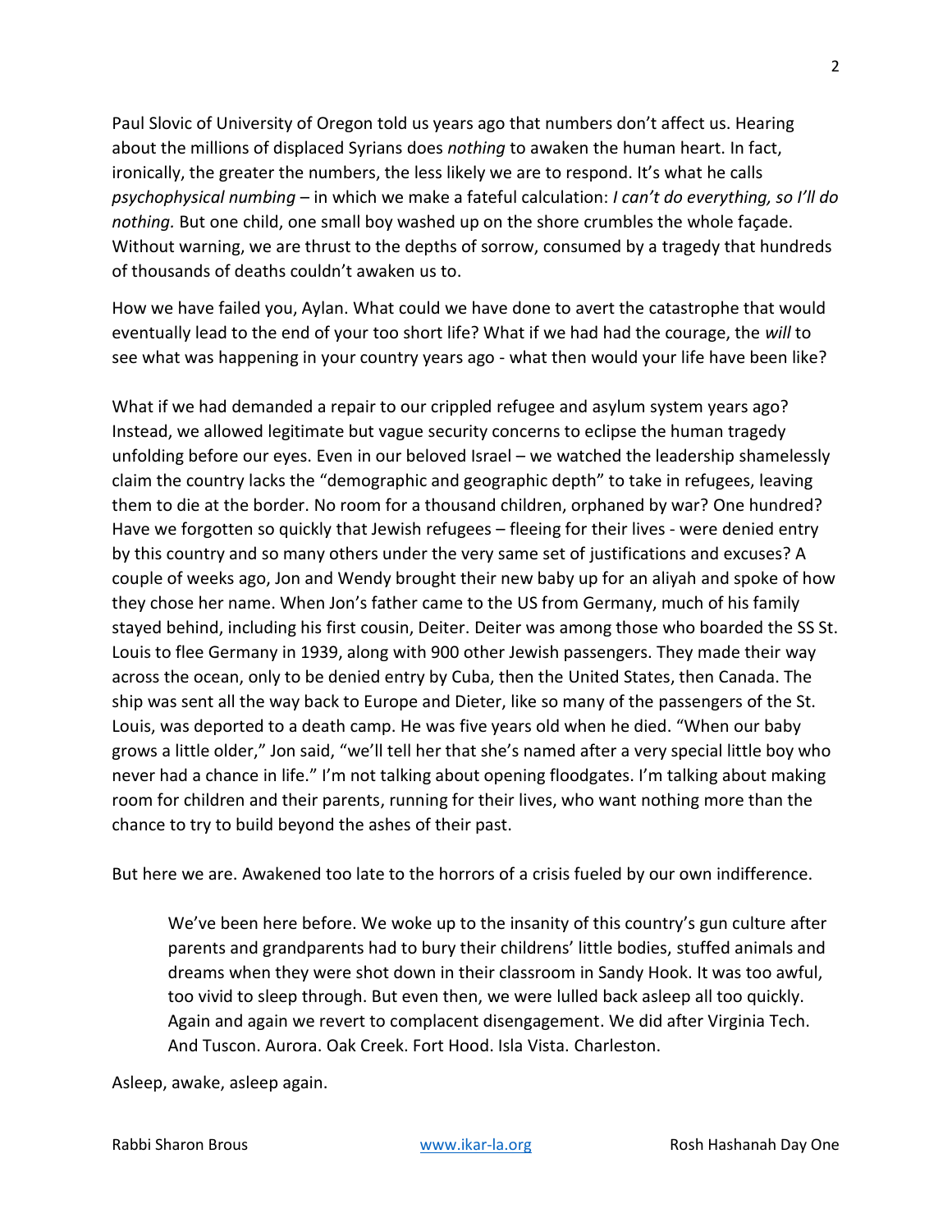Paul Slovic of University of Oregon told us years ago that numbers don't affect us. Hearing about the millions of displaced Syrians does *nothing* to awaken the human heart. In fact, ironically, the greater the numbers, the less likely we are to respond. It's what he calls *psychophysical numbing* – in which we make a fateful calculation: *I can't do everything, so I'll do nothing.* But one child, one small boy washed up on the shore crumbles the whole façade. Without warning, we are thrust to the depths of sorrow, consumed by a tragedy that hundreds of thousands of deaths couldn't awaken us to.

How we have failed you, Aylan. What could we have done to avert the catastrophe that would eventually lead to the end of your too short life? What if we had had the courage, the *will* to see what was happening in your country years ago - what then would your life have been like?

What if we had demanded a repair to our crippled refugee and asylum system years ago? Instead, we allowed legitimate but vague security concerns to eclipse the human tragedy unfolding before our eyes. Even in our beloved Israel – we watched the leadership shamelessly claim the country lacks the "demographic and geographic depth" to take in refugees, leaving them to die at the border. No room for a thousand children, orphaned by war? One hundred? Have we forgotten so quickly that Jewish refugees – fleeing for their lives - were denied entry by this country and so many others under the very same set of justifications and excuses? A couple of weeks ago, Jon and Wendy brought their new baby up for an aliyah and spoke of how they chose her name. When Jon's father came to the US from Germany, much of his family stayed behind, including his first cousin, Deiter. Deiter was among those who boarded the SS St. Louis to flee Germany in 1939, along with 900 other Jewish passengers. They made their way across the ocean, only to be denied entry by Cuba, then the United States, then Canada. The ship was sent all the way back to Europe and Dieter, like so many of the passengers of the St. Louis, was deported to a death camp. He was five years old when he died. "When our baby grows a little older," Jon said, "we'll tell her that she's named after a very special little boy who never had a chance in life." I'm not talking about opening floodgates. I'm talking about making room for children and their parents, running for their lives, who want nothing more than the chance to try to build beyond the ashes of their past.

But here we are. Awakened too late to the horrors of a crisis fueled by our own indifference.

> We've been here before. We woke up to the insanity of this country's gun culture after parents and grandparents had to bury their childrens' little bodies, stuffed animals and dreams when they were shot down in their classroom in Sandy Hook. It was too awful, too vivid to sleep through. But even then, we were lulled back asleep all too quickly. Again and again we revert to complacent disengagement. We did after Virginia Tech. And Tuscon. Aurora. Oak Creek. Fort Hood. Isla Vista. Charleston.

Asleep, awake, asleep again.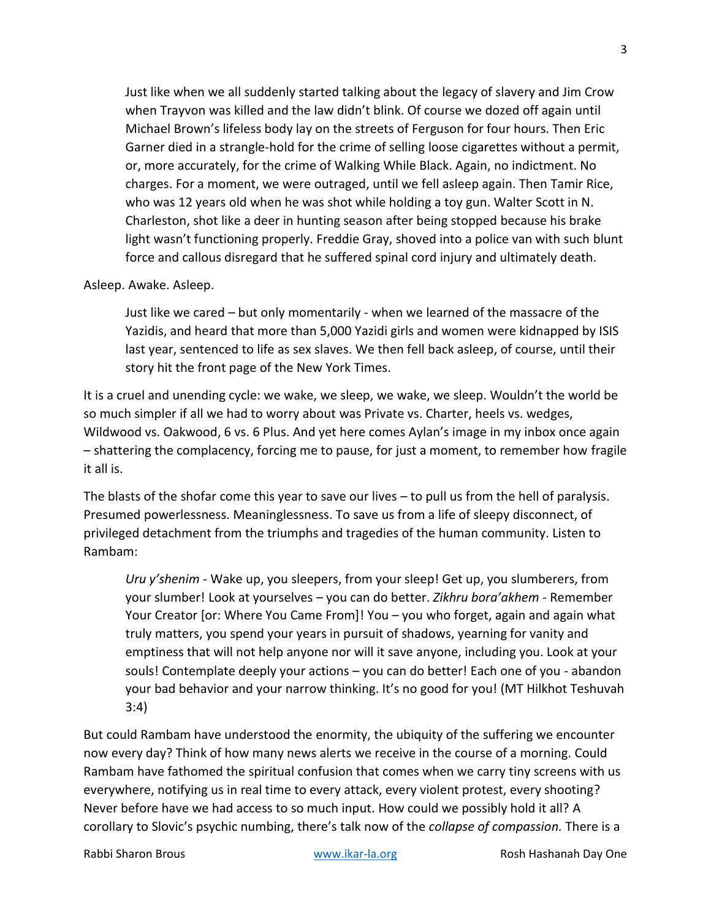> Just like when we all suddenly started talking about the legacy of slavery and Jim Crow when Trayvon was killed and the law didn't blink. Of course we dozed off again until Michael Brown's lifeless body lay on the streets of Ferguson for four hours. Then Eric Garner died in a strangle-hold for the crime of selling loose cigarettes without a permit, or, more accurately, for the crime of Walking While Black. Again, no indictment. No charges. For a moment, we were outraged, until we fell asleep again. Then Tamir Rice, who was 12 years old when he was shot while holding a toy gun. Walter Scott in N. Charleston, shot like a deer in hunting season after being stopped because his brake light wasn't functioning properly. Freddie Gray, shoved into a police van with such blunt force and callous disregard that he suffered spinal cord injury and ultimately death.

Asleep. Awake. Asleep.

> Just like we cared – but only momentarily - when we learned of the massacre of the Yazidis, and heard that more than 5,000 Yazidi girls and women were kidnapped by ISIS last year, sentenced to life as sex slaves. We then fell back asleep, of course, until their story hit the front page of the New York Times.

It is a cruel and unending cycle: we wake, we sleep, we wake, we sleep. Wouldn't the world be so much simpler if all we had to worry about was Private vs. Charter, heels vs. wedges, Wildwood vs. Oakwood, 6 vs. 6 Plus. And yet here comes Aylan's image in my inbox once again – shattering the complacency, forcing me to pause, for just a moment, to remember how fragile it all is.

The blasts of the shofar come this year to save our lives – to pull us from the hell of paralysis. Presumed powerlessness. Meaninglessness. To save us from a life of sleepy disconnect, of privileged detachment from the triumphs and tragedies of the human community. Listen to Rambam:

> *Uru y'shenim* - Wake up, you sleepers, from your sleep! Get up, you slumberers, from your slumber! Look at yourselves – you can do better. *Zikhru bora'akhem* - Remember Your Creator [or: Where You Came From]! You – you who forget, again and again what truly matters, you spend your years in pursuit of shadows, yearning for vanity and emptiness that will not help anyone nor will it save anyone, including you. Look at your souls! Contemplate deeply your actions – you can do better! Each one of you - abandon your bad behavior and your narrow thinking. It's no good for you! (MT Hilkhot Teshuvah 3:4)

But could Rambam have understood the enormity, the ubiquity of the suffering we encounter now every day? Think of how many news alerts we receive in the course of a morning. Could Rambam have fathomed the spiritual confusion that comes when we carry tiny screens with us everywhere, notifying us in real time to every attack, every violent protest, every shooting? Never before have we had access to so much input. How could we possibly hold it all? A corollary to Slovic's psychic numbing, there's talk now of the *collapse of compassion.* There is a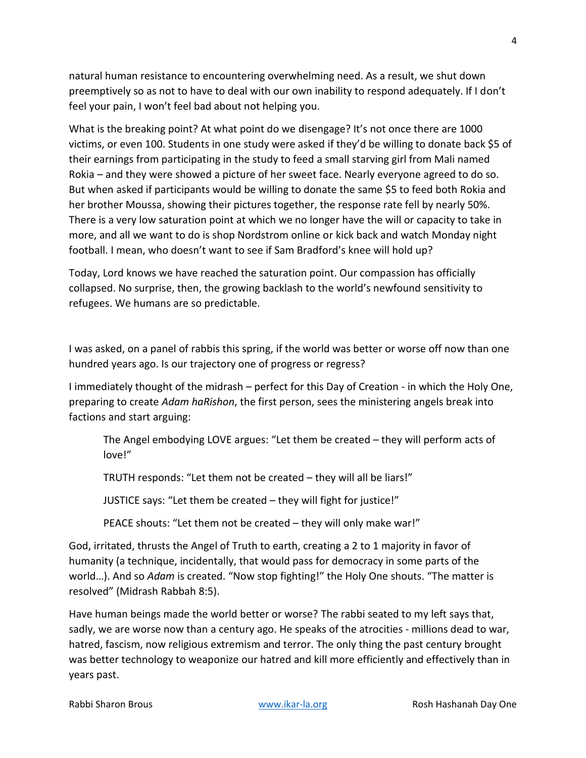natural human resistance to encountering overwhelming need. As a result, we shut down preemptively so as not to have to deal with our own inability to respond adequately. If I don't feel your pain, I won't feel bad about not helping you.

What is the breaking point? At what point do we disengage? It's not once there are 1000 victims, or even 100. Students in one study were asked if they'd be willing to donate back $5 of their earnings from participating in the study to feed a small starving girl from Mali named Rokia – and they were showed a picture of her sweet face. Nearly everyone agreed to do so. But when asked if participants would be willing to donate the same $5 to feed both Rokia and her brother Moussa, showing their pictures together, the response rate fell by nearly 50%. There is a very low saturation point at which we no longer have the will or capacity to take in more, and all we want to do is shop Nordstrom online or kick back and watch Monday night football. I mean, who doesn't want to see if Sam Bradford's knee will hold up?

Today, Lord knows we have reached the saturation point. Our compassion has officially collapsed. No surprise, then, the growing backlash to the world's newfound sensitivity to refugees. We humans are so predictable.

I was asked, on a panel of rabbis this spring, if the world was better or worse off now than one hundred years ago. Is our trajectory one of progress or regress?

I immediately thought of the midrash – perfect for this Day of Creation - in which the Holy One, preparing to create *Adam haRishon*, the first person, sees the ministering angels break into factions and start arguing:

> The Angel embodying LOVE argues: "Let them be created – they will perform acts of love!"
>
> TRUTH responds: "Let them not be created – they will all be liars!"
>
> JUSTICE says: "Let them be created – they will fight for justice!"
>
> PEACE shouts: "Let them not be created – they will only make war!"

God, irritated, thrusts the Angel of Truth to earth, creating a 2 to 1 majority in favor of humanity (a technique, incidentally, that would pass for democracy in some parts of the world…). And so *Adam* is created. "Now stop fighting!" the Holy One shouts. "The matter is resolved" (Midrash Rabbah 8:5).

Have human beings made the world better or worse? The rabbi seated to my left says that, sadly, we are worse now than a century ago. He speaks of the atrocities - millions dead to war, hatred, fascism, now religious extremism and terror. The only thing the past century brought was better technology to weaponize our hatred and kill more efficiently and effectively than in years past.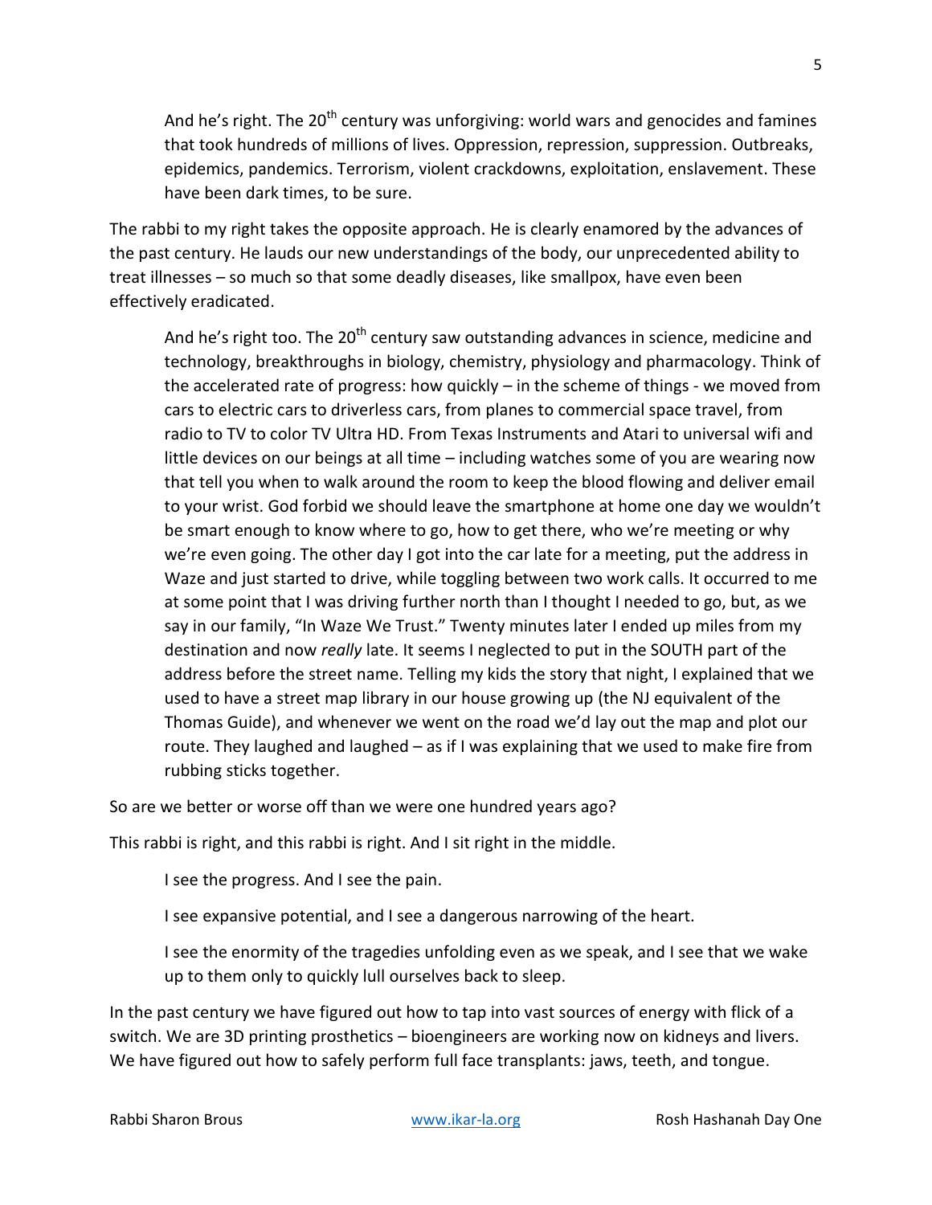> And he's right. The 20th century was unforgiving: world wars and genocides and famines that took hundreds of millions of lives. Oppression, repression, suppression. Outbreaks, epidemics, pandemics. Terrorism, violent crackdowns, exploitation, enslavement. These have been dark times, to be sure.

The rabbi to my right takes the opposite approach. He is clearly enamored by the advances of the past century. He lauds our new understandings of the body, our unprecedented ability to treat illnesses – so much so that some deadly diseases, like smallpox, have even been effectively eradicated.

> And he's right too. The 20th century saw outstanding advances in science, medicine and technology, breakthroughs in biology, chemistry, physiology and pharmacology. Think of the accelerated rate of progress: how quickly – in the scheme of things - we moved from cars to electric cars to driverless cars, from planes to commercial space travel, from radio to TV to color TV Ultra HD. From Texas Instruments and Atari to universal wifi and little devices on our beings at all time – including watches some of you are wearing now that tell you when to walk around the room to keep the blood flowing and deliver email to your wrist. God forbid we should leave the smartphone at home one day we wouldn't be smart enough to know where to go, how to get there, who we're meeting or why we're even going. The other day I got into the car late for a meeting, put the address in Waze and just started to drive, while toggling between two work calls. It occurred to me at some point that I was driving further north than I thought I needed to go, but, as we say in our family, "In Waze We Trust." Twenty minutes later I ended up miles from my destination and now *really* late. It seems I neglected to put in the SOUTH part of the address before the street name. Telling my kids the story that night, I explained that we used to have a street map library in our house growing up (the NJ equivalent of the Thomas Guide), and whenever we went on the road we'd lay out the map and plot our route. They laughed and laughed – as if I was explaining that we used to make fire from rubbing sticks together.

So are we better or worse off than we were one hundred years ago?

This rabbi is right, and this rabbi is right. And I sit right in the middle.

> I see the progress. And I see the pain.
>
> I see expansive potential, and I see a dangerous narrowing of the heart.
>
> I see the enormity of the tragedies unfolding even as we speak, and I see that we wake up to them only to quickly lull ourselves back to sleep.

In the past century we have figured out how to tap into vast sources of energy with flick of a switch. We are 3D printing prosthetics – bioengineers are working now on kidneys and livers. We have figured out how to safely perform full face transplants: jaws, teeth, and tongue.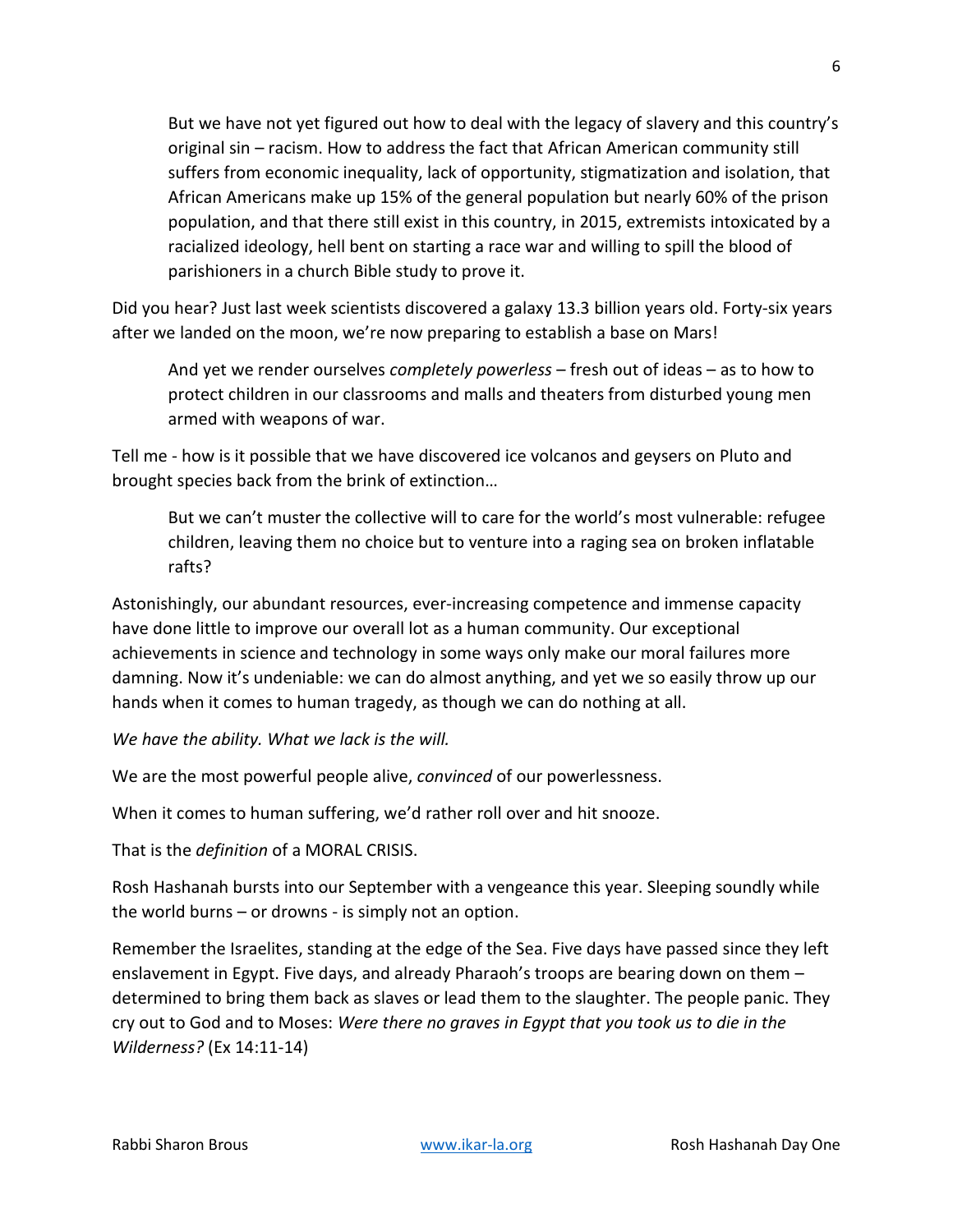> But we have not yet figured out how to deal with the legacy of slavery and this country's original sin – racism. How to address the fact that African American community still suffers from economic inequality, lack of opportunity, stigmatization and isolation, that African Americans make up 15% of the general population but nearly 60% of the prison population, and that there still exist in this country, in 2015, extremists intoxicated by a racialized ideology, hell bent on starting a race war and willing to spill the blood of parishioners in a church Bible study to prove it.

Did you hear? Just last week scientists discovered a galaxy 13.3 billion years old. Forty-six years after we landed on the moon, we're now preparing to establish a base on Mars!

> And yet we render ourselves *completely powerless* – fresh out of ideas – as to how to protect children in our classrooms and malls and theaters from disturbed young men armed with weapons of war.

Tell me - how is it possible that we have discovered ice volcanos and geysers on Pluto and brought species back from the brink of extinction…

> But we can't muster the collective will to care for the world's most vulnerable: refugee children, leaving them no choice but to venture into a raging sea on broken inflatable rafts?

Astonishingly, our abundant resources, ever-increasing competence and immense capacity have done little to improve our overall lot as a human community. Our exceptional achievements in science and technology in some ways only make our moral failures more damning. Now it's undeniable: we can do almost anything, and yet we so easily throw up our hands when it comes to human tragedy, as though we can do nothing at all.

*We have the ability. What we lack is the will.*

We are the most powerful people alive, *convinced* of our powerlessness.

When it comes to human suffering, we'd rather roll over and hit snooze.

That is the *definition* of a MORAL CRISIS.

Rosh Hashanah bursts into our September with a vengeance this year. Sleeping soundly while the world burns – or drowns - is simply not an option.

Remember the Israelites, standing at the edge of the Sea. Five days have passed since they left enslavement in Egypt. Five days, and already Pharaoh's troops are bearing down on them – determined to bring them back as slaves or lead them to the slaughter. The people panic. They cry out to God and to Moses: *Were there no graves in Egypt that you took us to die in the Wilderness?* (Ex 14:11-14)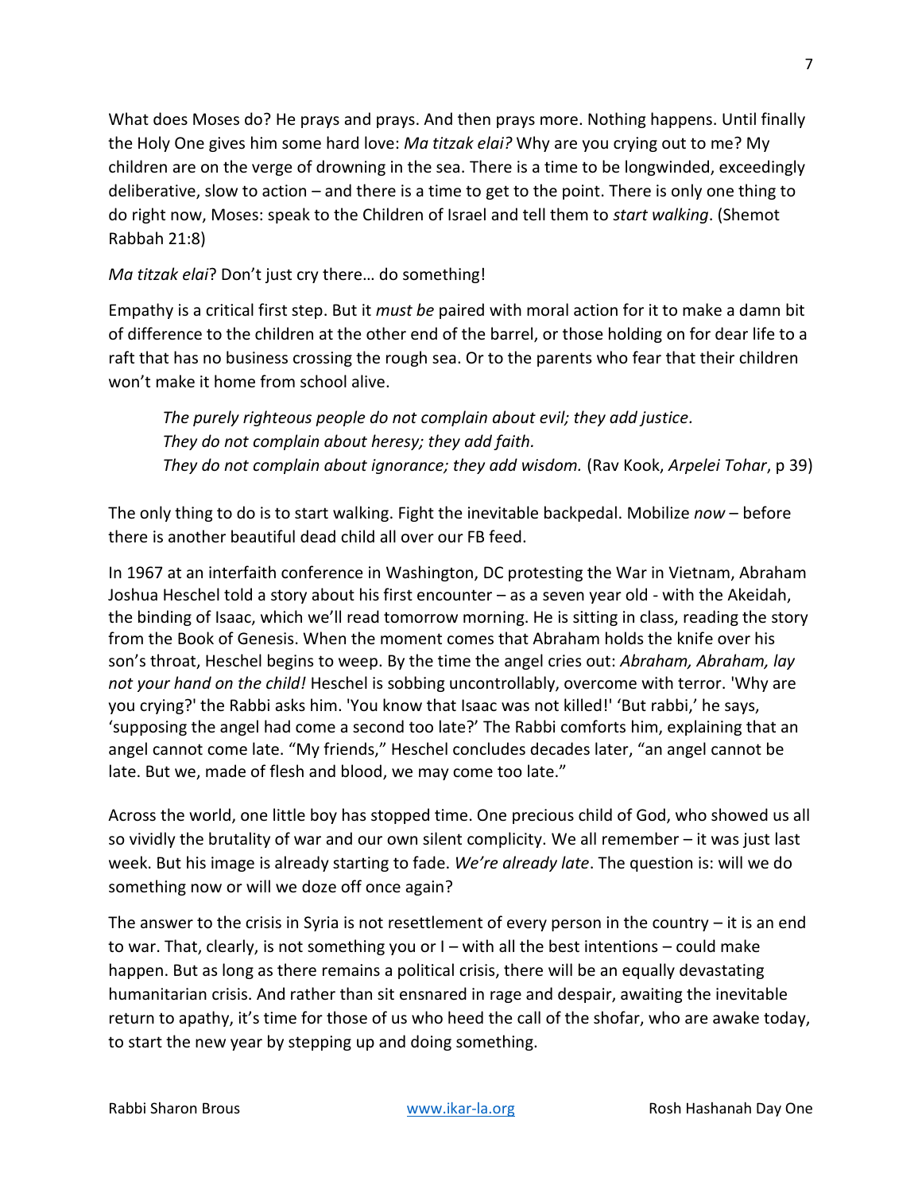What does Moses do? He prays and prays. And then prays more. Nothing happens. Until finally the Holy One gives him some hard love: *Ma titzak elai?* Why are you crying out to me? My children are on the verge of drowning in the sea. There is a time to be longwinded, exceedingly deliberative, slow to action – and there is a time to get to the point. There is only one thing to do right now, Moses: speak to the Children of Israel and tell them to *start walking*. (Shemot Rabbah 21:8)

*Ma titzak elai*? Don't just cry there… do something!

Empathy is a critical first step. But it *must be* paired with moral action for it to make a damn bit of difference to the children at the other end of the barrel, or those holding on for dear life to a raft that has no business crossing the rough sea. Or to the parents who fear that their children won't make it home from school alive.

> *The purely righteous people do not complain about evil; they add justice.*
> *They do not complain about heresy; they add faith.*
> *They do not complain about ignorance; they add wisdom.* (Rav Kook, *Arpelei Tohar*, p 39)

The only thing to do is to start walking. Fight the inevitable backpedal. Mobilize *now* – before there is another beautiful dead child all over our FB feed.

In 1967 at an interfaith conference in Washington, DC protesting the War in Vietnam, Abraham Joshua Heschel told a story about his first encounter – as a seven year old - with the Akeidah, the binding of Isaac, which we'll read tomorrow morning. He is sitting in class, reading the story from the Book of Genesis. When the moment comes that Abraham holds the knife over his son's throat, Heschel begins to weep. By the time the angel cries out: *Abraham, Abraham, lay not your hand on the child!* Heschel is sobbing uncontrollably, overcome with terror. 'Why are you crying?' the Rabbi asks him. 'You know that Isaac was not killed!' 'But rabbi,' he says, 'supposing the angel had come a second too late?' The Rabbi comforts him, explaining that an angel cannot come late. "My friends," Heschel concludes decades later, "an angel cannot be late. But we, made of flesh and blood, we may come too late."

Across the world, one little boy has stopped time. One precious child of God, who showed us all so vividly the brutality of war and our own silent complicity. We all remember – it was just last week. But his image is already starting to fade. *We're already late*. The question is: will we do something now or will we doze off once again?

The answer to the crisis in Syria is not resettlement of every person in the country – it is an end to war. That, clearly, is not something you or I – with all the best intentions – could make happen. But as long as there remains a political crisis, there will be an equally devastating humanitarian crisis. And rather than sit ensnared in rage and despair, awaiting the inevitable return to apathy, it's time for those of us who heed the call of the shofar, who are awake today, to start the new year by stepping up and doing something.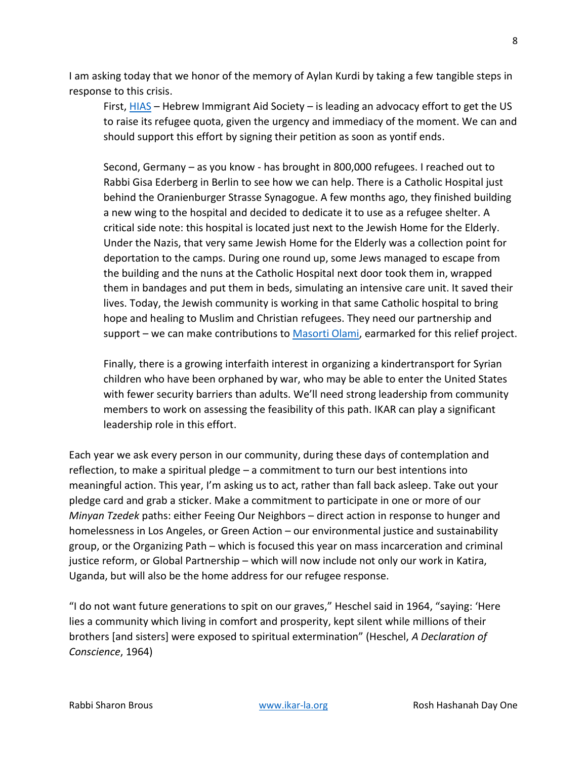I am asking today that we honor of the memory of Aylan Kurdi by taking a few tangible steps in response to this crisis.

> First, [HIAS](#) – Hebrew Immigrant Aid Society – is leading an advocacy effort to get the US to raise its refugee quota, given the urgency and immediacy of the moment. We can and should support this effort by signing their petition as soon as yontif ends.
>
> Second, Germany – as you know - has brought in 800,000 refugees. I reached out to Rabbi Gisa Ederberg in Berlin to see how we can help. There is a Catholic Hospital just behind the Oranienburger Strasse Synagogue. A few months ago, they finished building a new wing to the hospital and decided to dedicate it to use as a refugee shelter. A critical side note: this hospital is located just next to the Jewish Home for the Elderly. Under the Nazis, that very same Jewish Home for the Elderly was a collection point for deportation to the camps. During one round up, some Jews managed to escape from the building and the nuns at the Catholic Hospital next door took them in, wrapped them in bandages and put them in beds, simulating an intensive care unit. It saved their lives. Today, the Jewish community is working in that same Catholic hospital to bring hope and healing to Muslim and Christian refugees. They need our partnership and support – we can make contributions to [Masorti Olami](#), earmarked for this relief project.
>
> Finally, there is a growing interfaith interest in organizing a kindertransport for Syrian children who have been orphaned by war, who may be able to enter the United States with fewer security barriers than adults. We'll need strong leadership from community members to work on assessing the feasibility of this path. IKAR can play a significant leadership role in this effort.

Each year we ask every person in our community, during these days of contemplation and reflection, to make a spiritual pledge – a commitment to turn our best intentions into meaningful action. This year, I'm asking us to act, rather than fall back asleep. Take out your pledge card and grab a sticker. Make a commitment to participate in one or more of our *Minyan Tzedek* paths: either Feeing Our Neighbors – direct action in response to hunger and homelessness in Los Angeles, or Green Action – our environmental justice and sustainability group, or the Organizing Path – which is focused this year on mass incarceration and criminal justice reform, or Global Partnership – which will now include not only our work in Katira, Uganda, but will also be the home address for our refugee response.

"I do not want future generations to spit on our graves," Heschel said in 1964, "saying: 'Here lies a community which living in comfort and prosperity, kept silent while millions of their brothers [and sisters] were exposed to spiritual extermination" (Heschel, *A Declaration of Conscience*, 1964)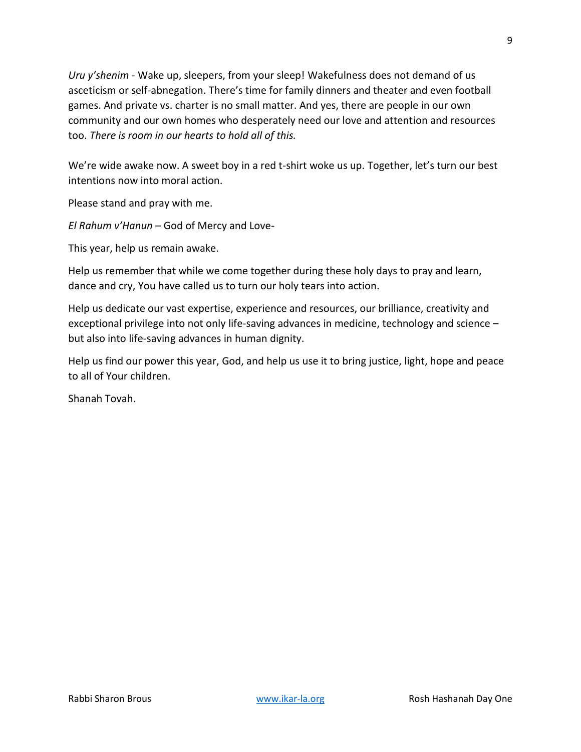*Uru y'shenim* - Wake up, sleepers, from your sleep! Wakefulness does not demand of us asceticism or self-abnegation. There's time for family dinners and theater and even football games. And private vs. charter is no small matter. And yes, there are people in our own community and our own homes who desperately need our love and attention and resources too. *There is room in our hearts to hold all of this.*

We're wide awake now. A sweet boy in a red t-shirt woke us up. Together, let's turn our best intentions now into moral action.

Please stand and pray with me.

*El Rahum v'Hanun* – God of Mercy and Love-

This year, help us remain awake.

Help us remember that while we come together during these holy days to pray and learn, dance and cry, You have called us to turn our holy tears into action.

Help us dedicate our vast expertise, experience and resources, our brilliance, creativity and exceptional privilege into not only life-saving advances in medicine, technology and science – but also into life-saving advances in human dignity.

Help us find our power this year, God, and help us use it to bring justice, light, hope and peace to all of Your children.

Shanah Tovah.